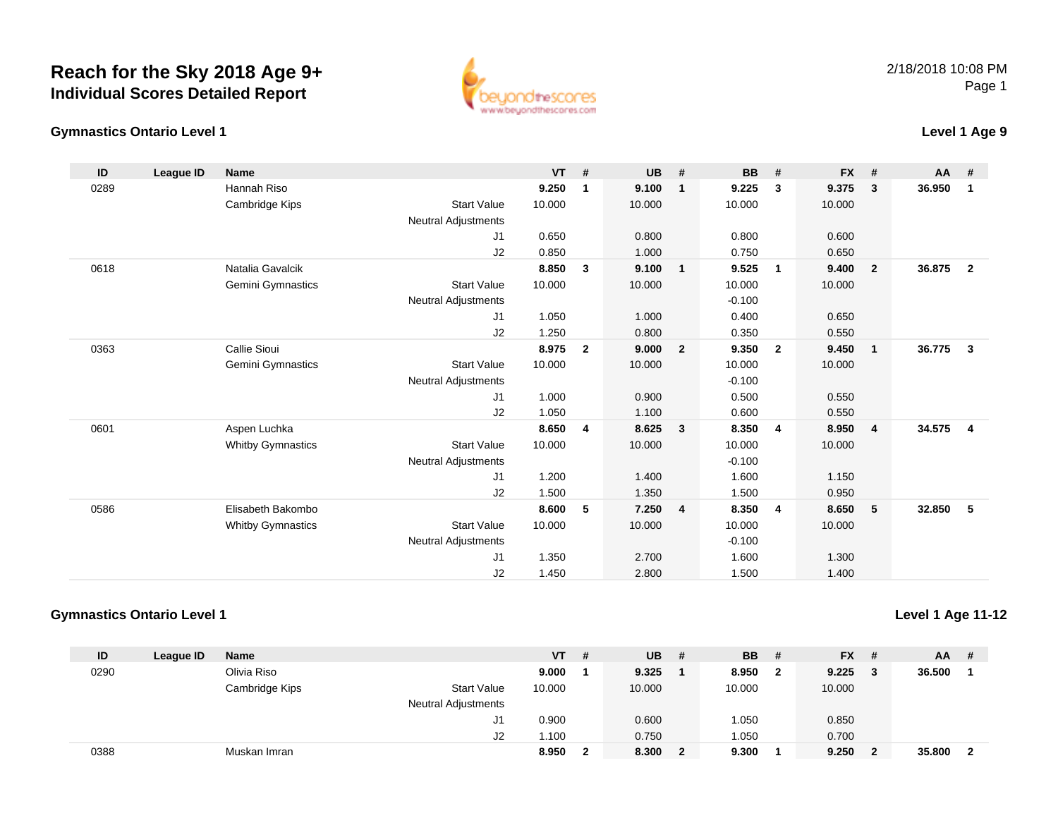# Reach for the Sky 2018 Age 9+

## Individual Scores Detailed Report

2/18/2018 10:08 PM

### Gymnastics Ontario Level 1

**Level 1 Age 9**

| ID | League ID | Name | | VT | # | UB | # | BB | # | FX | # | AA | # |
|---|---|---|---|---|---|---|---|---|---|---|---|---|---|
| 0289 | | Hannah Riso | | **9.250** | **1** | **9.100** | **1** | **9.225** | **3** | **9.375** | **3** | **36.950** | **1** |
| | | Cambridge Kips | Start Value | 10.000 | | 10.000 | | 10.000 | | 10.000 | | | |
| | | | Neutral Adjustments | | | | | | | | | | |
| | | | J1 | 0.650 | | 0.800 | | 0.800 | | 0.600 | | | |
| | | | J2 | 0.850 | | 1.000 | | 0.750 | | 0.650 | | | |
| 0618 | | Natalia Gavalcik | | **8.850** | **3** | **9.100** | **1** | **9.525** | **1** | **9.400** | **2** | **36.875** | **2** |
| | | Gemini Gymnastics | Start Value | 10.000 | | 10.000 | | 10.000 | | 10.000 | | | |
| | | | Neutral Adjustments | | | | | -0.100 | | | | | |
| | | | J1 | 1.050 | | 1.000 | | 0.400 | | 0.650 | | | |
| | | | J2 | 1.250 | | 0.800 | | 0.350 | | 0.550 | | | |
| 0363 | | Callie Sioui | | **8.975** | **2** | **9.000** | **2** | **9.350** | **2** | **9.450** | **1** | **36.775** | **3** |
| | | Gemini Gymnastics | Start Value | 10.000 | | 10.000 | | 10.000 | | 10.000 | | | |
| | | | Neutral Adjustments | | | | | -0.100 | | | | | |
| | | | J1 | 1.000 | | 0.900 | | 0.500 | | 0.550 | | | |
| | | | J2 | 1.050 | | 1.100 | | 0.600 | | 0.550 | | | |
| 0601 | | Aspen Luchka | | **8.650** | **4** | **8.625** | **3** | **8.350** | **4** | **8.950** | **4** | **34.575** | **4** |
| | | Whitby Gymnastics | Start Value | 10.000 | | 10.000 | | 10.000 | | 10.000 | | | |
| | | | Neutral Adjustments | | | | | -0.100 | | | | | |
| | | | J1 | 1.200 | | 1.400 | | 1.600 | | 1.150 | | | |
| | | | J2 | 1.500 | | 1.350 | | 1.500 | | 0.950 | | | |
| 0586 | | Elisabeth Bakombo | | **8.600** | **5** | **7.250** | **4** | **8.350** | **4** | **8.650** | **5** | **32.850** | **5** |
| | | Whitby Gymnastics | Start Value | 10.000 | | 10.000 | | 10.000 | | 10.000 | | | |
| | | | Neutral Adjustments | | | | | -0.100 | | | | | |
| | | | J1 | 1.350 | | 2.700 | | 1.600 | | 1.300 | | | |
| | | | J2 | 1.450 | | 2.800 | | 1.500 | | 1.400 | | | |

### Gymnastics Ontario Level 1

**Level 1 Age 11-12**

| ID | League ID | Name | | VT | # | UB | # | BB | # | FX | # | AA | # |
|---|---|---|---|---|---|---|---|---|---|---|---|---|---|
| 0290 | | Olivia Riso | | **9.000** | **1** | **9.325** | **1** | **8.950** | **2** | **9.225** | **3** | **36.500** | **1** |
| | | Cambridge Kips | Start Value | 10.000 | | 10.000 | | 10.000 | | 10.000 | | | |
| | | | Neutral Adjustments | | | | | | | | | | |
| | | | J1 | 0.900 | | 0.600 | | 1.050 | | 0.850 | | | |
| | | | J2 | 1.100 | | 0.750 | | 1.050 | | 0.700 | | | |
| 0388 | | Muskan Imran | | **8.950** | **2** | **8.300** | **2** | **9.300** | **1** | **9.250** | **2** | **35.800** | **2** |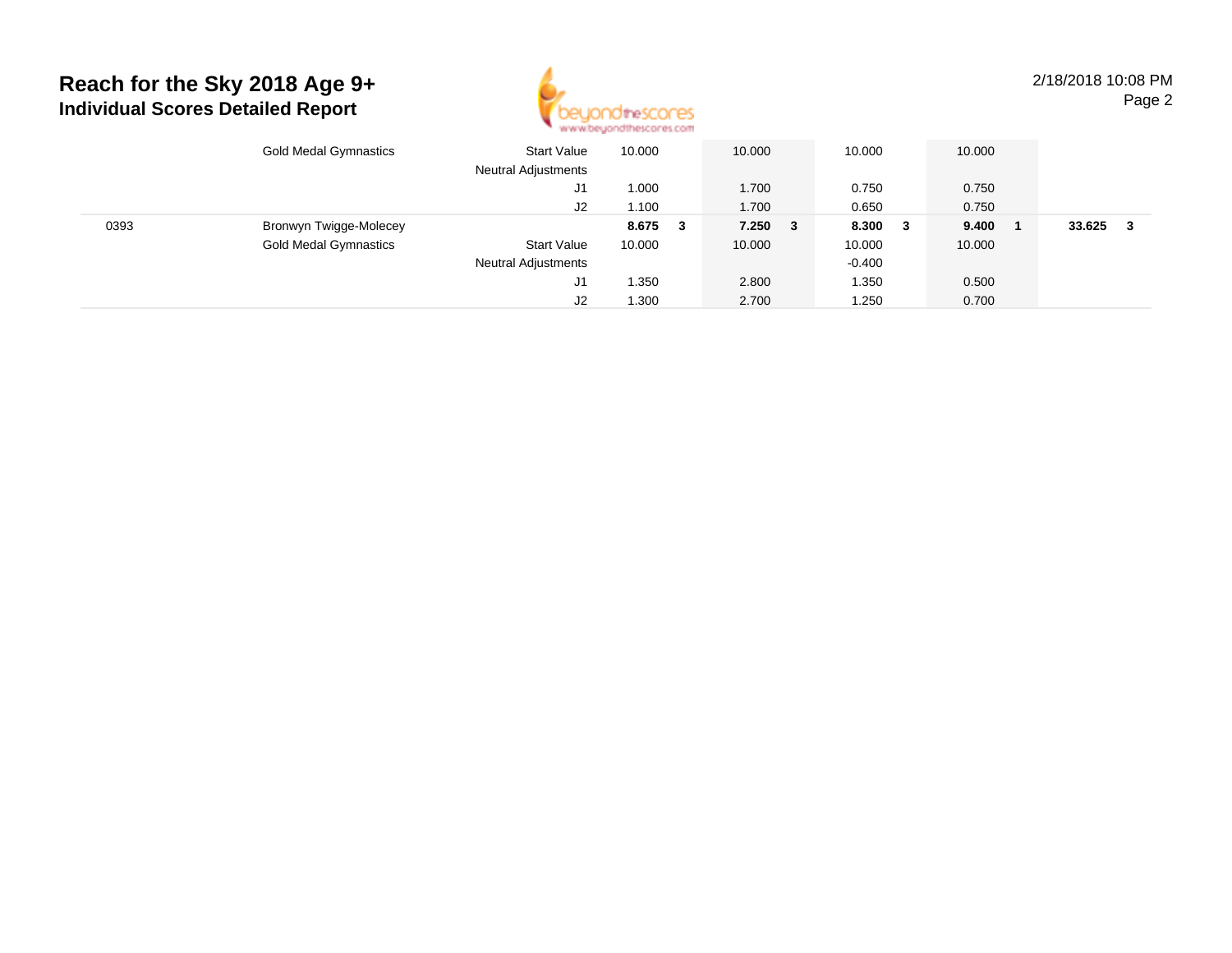# Reach for the Sky 2018 Age 9+

## Individual Scores Detailed Report

2/18/2018 10:08 PM

| | | | | | | | | | | | | |
|---|---|---|---|---|---|---|---|---|---|---|---|---|
| | Gold Medal Gymnastics | Start Value | 10.000 | | 10.000 | | 10.000 | | 10.000 | | | |
| | | Neutral Adjustments | | | | | | | | | | |
| | | J1 | 1.000 | | 1.700 | | 0.750 | | 0.750 | | | |
| | | J2 | 1.100 | | 1.700 | | 0.650 | | 0.750 | | | |
| 0393 | Bronwyn Twigge-Molecey | | **8.675** | **3** | **7.250** | **3** | **8.300** | **3** | **9.400** | **1** | **33.625** | **3** |
| | Gold Medal Gymnastics | Start Value | 10.000 | | 10.000 | | 10.000 | | 10.000 | | | |
| | | Neutral Adjustments | | | | | -0.400 | | | | | |
| | | J1 | 1.350 | | 2.800 | | 1.350 | | 0.500 | | | |
| | | J2 | 1.300 | | 2.700 | | 1.250 | | 0.700 | | | |